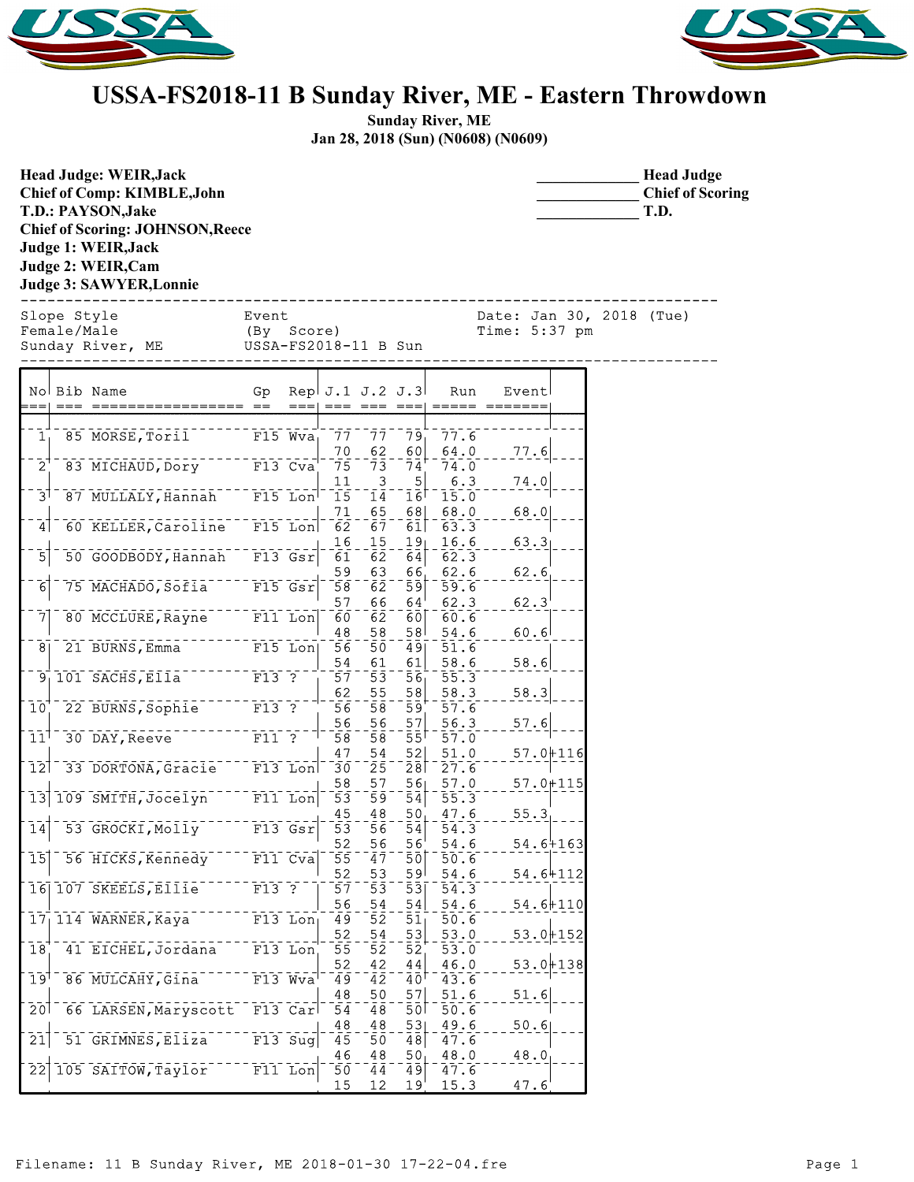# USSA-FS2018-11 B Sunday River, ME - Eastern Throwdown

**Sunday River, ME**
**Jan 28, 2018 (Sun) (N0608) (N0609)**

**Head Judge: WEIR,Jack**
**Chief of Comp: KIMBLE,John**
**T.D.: PAYSON,Jake**
**Chief of Scoring: JOHNSON,Reece**
**Judge 1: WEIR,Jack**
**Judge 2: WEIR,Cam**
**Judge 3: SAWYER,Lonnie**

_____________ **Head Judge**
_____________ **Chief of Scoring**
_____________ **T.D.**

```
Slope Style              Event                           Date: Jan 30, 2018 (Tue)
Female/Male              (By  Score)                     Time: 5:37 pm
Sunday River, ME         USSA-FS2018-11 B Sun
```

| No | Bib | Name | Gp | Rep | J.1 | J.2 | J.3 | Run | Event | |
|---|---|---|---|---|---|---|---|---|---|---|
| 1 | 85 | MORSE,Toril | F15 | Wva | 77 | 77 | 79 | 77.6 | | |
| | | | | | 70 | 62 | 60 | 64.0 | 77.6 | |
| 2 | 83 | MICHAUD,Dory | F13 | Cva | 75 | 73 | 74 | 74.0 | | |
| | | | | | 11 | 3 | 5 | 6.3 | 74.0 | |
| 3 | 87 | MULLALY,Hannah | F15 | Lon | 15 | 14 | 16 | 15.0 | | |
| | | | | | 71 | 65 | 68 | 68.0 | 68.0 | |
| 4 | 60 | KELLER,Caroline | F15 | Lon | 62 | 67 | 61 | 63.3 | | |
| | | | | | 16 | 15 | 19 | 16.6 | 63.3 | |
| 5 | 50 | GOODBODY,Hannah | F13 | Gsr | 61 | 62 | 64 | 62.3 | | |
| | | | | | 59 | 63 | 66 | 62.6 | 62.6 | |
| 6 | 75 | MACHADO,Sofia | F15 | Gsr | 58 | 62 | 59 | 59.6 | | |
| | | | | | 57 | 66 | 64 | 62.3 | 62.3 | |
| 7 | 80 | MCCLURE,Rayne | F11 | Lon | 60 | 62 | 60 | 60.6 | | |
| | | | | | 48 | 58 | 58 | 54.6 | 60.6 | |
| 8 | 21 | BURNS,Emma | F15 | Lon | 56 | 50 | 49 | 51.6 | | |
| | | | | | 54 | 61 | 61 | 58.6 | 58.6 | |
| 9 | 101 | SACHS,Ella | F13 | ? | 57 | 53 | 56 | 55.3 | | |
| | | | | | 62 | 55 | 58 | 58.3 | 58.3 | |
| 10 | 22 | BURNS,Sophie | F13 | ? | 56 | 58 | 59 | 57.6 | | |
| | | | | | 56 | 56 | 57 | 56.3 | 57.6 | |
| 11 | 30 | DAY,Reeve | F11 | ? | 58 | 58 | 55 | 57.0 | | |
| | | | | | 47 | 54 | 52 | 51.0 | 57.0 | +116 |
| 12 | 33 | DORTONA,Gracie | F13 | Lon | 30 | 25 | 28 | 27.6 | | |
| | | | | | 58 | 57 | 56 | 57.0 | 57.0 | +115 |
| 13 | 109 | SMITH,Jocelyn | F11 | Lon | 53 | 59 | 54 | 55.3 | | |
| | | | | | 45 | 48 | 50 | 47.6 | 55.3 | |
| 14 | 53 | GROCKI,Molly | F13 | Gsr | 53 | 56 | 54 | 54.3 | | |
| | | | | | 52 | 56 | 56 | 54.6 | 54.6 | +163 |
| 15 | 56 | HICKS,Kennedy | F11 | Cva | 55 | 47 | 50 | 50.6 | | |
| | | | | | 52 | 53 | 59 | 54.6 | 54.6 | +112 |
| 16 | 107 | SKEELS,Ellie | F13 | ? | 57 | 53 | 53 | 54.3 | | |
| | | | | | 56 | 54 | 54 | 54.6 | 54.6 | +110 |
| 17 | 114 | WARNER,Kaya | F13 | Lon | 49 | 52 | 51 | 50.6 | | |
| | | | | | 52 | 54 | 53 | 53.0 | 53.0 | +152 |
| 18 | 41 | EICHEL,Jordana | F13 | Lon | 55 | 52 | 52 | 53.0 | | |
| | | | | | 52 | 42 | 44 | 46.0 | 53.0 | +138 |
| 19 | 86 | MULCAHY,Gina | F13 | Wva | 49 | 42 | 40 | 43.6 | | |
| | | | | | 48 | 50 | 57 | 51.6 | 51.6 | |
| 20 | 66 | LARSEN,Maryscott | F13 | Car | 54 | 48 | 50 | 50.6 | | |
| | | | | | 48 | 48 | 53 | 49.6 | 50.6 | |
| 21 | 51 | GRIMNES,Eliza | F13 | Sug | 45 | 50 | 48 | 47.6 | | |
| | | | | | 46 | 48 | 50 | 48.0 | 48.0 | |
| 22 | 105 | SAITOW,Taylor | F11 | Lon | 50 | 44 | 49 | 47.6 | | |
| | | | | | 15 | 12 | 19 | 15.3 | 47.6 | |

Filename: 11 B Sunday River, ME 2018-01-30 17-22-04.fre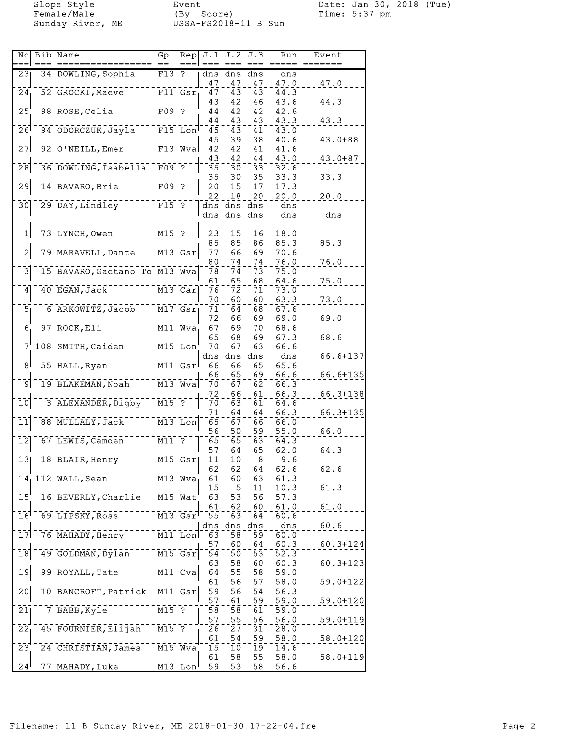Slope Style
Female/Male
Sunday River, ME

Event
(By Score)
USSA-FS2018-11 B Sun

Date: Jan 30, 2018 (Tue)
Time: 5:37 pm

| No | Bib | Name | Gp | Rep | J.1 | J.2 | J.3 | Run | Event | |
|---|---|---|---|---|---|---|---|---|---|---|
| 23 | 34 | DOWLING, Sophia | F13 | ? | dns | dns | dns | dns | | |
| | | | | | 47 | 47 | 47 | 47.0 | 47.0 | |
| 24 | 52 | GROCKI, Maeve | F11 | Gsr | 47 | 43 | 43 | 44.3 | | |
| | | | | | 43 | 42 | 46 | 43.6 | 44.3 | |
| 25 | 98 | ROSE, Celia | F09 | ? | 44 | 42 | 42 | 42.6 | | |
| | | | | | 44 | 43 | 43 | 43.3 | 43.3 | |
| 26 | 94 | ODORCZUK, Jayla | F15 | Lon | 45 | 43 | 41 | 43.0 | | |
| | | | | | 45 | 39 | 38 | 40.6 | 43.0 | +88 |
| 27 | 92 | O'NEILL, Emer | F13 | Wva | 42 | 42 | 41 | 41.6 | | |
| | | | | | 43 | 42 | 44 | 43.0 | 43.0 | +87 |
| 28 | 36 | DOWLING, Isabella | F09 | ? | 35 | 30 | 33 | 32.6 | | |
| | | | | | 35 | 30 | 35 | 33.3 | 33.3 | |
| 29 | 14 | BAVARO, Brie | F09 | ? | 20 | 15 | 17 | 17.3 | | |
| | | | | | 22 | 18 | 20 | 20.0 | 20.0 | |
| 30 | 29 | DAY, Lindley | F15 | ? | dns | dns | dns | dns | | |
| | | | | | dns | dns | dns | dns | dns | |
| 1 | 73 | LYNCH, Owen | M15 | ? | 23 | 15 | 16 | 18.0 | | |
| | | | | | 85 | 85 | 86 | 85.3 | 85.3 | |
| 2 | 79 | MARAVELL, Dante | M13 | Gsr | 77 | 66 | 69 | 70.6 | | |
| | | | | | 80 | 74 | 74 | 76.0 | 76.0 | |
| 3 | 15 | BAVARO, Gaetano To | M13 | Wva | 78 | 74 | 73 | 75.0 | | |
| | | | | | 61 | 65 | 68 | 64.6 | 75.0 | |
| 4 | 40 | EGAN, Jack | M13 | Car | 76 | 72 | 71 | 73.0 | | |
| | | | | | 70 | 60 | 60 | 63.3 | 73.0 | |
| 5 | 6 | ARKOWITZ, Jacob | M17 | Gsr | 71 | 64 | 68 | 67.6 | | |
| | | | | | 72 | 66 | 69 | 69.0 | 69.0 | |
| 6 | 97 | ROCK, Eli | M11 | Wva | 67 | 69 | 70 | 68.6 | | |
| | | | | | 65 | 68 | 69 | 67.3 | 68.6 | |
| 7 | 108 | SMITH, Caiden | M15 | Lon | 70 | 67 | 63 | 66.6 | | |
| | | | | | dns | dns | dns | dns | 66.6 | +137 |
| 8 | 55 | HALL, Ryan | M11 | Gsr | 66 | 66 | 65 | 65.6 | | |
| | | | | | 66 | 65 | 69 | 66.6 | 66.6 | +135 |
| 9 | 19 | BLAKEMAN, Noah | M13 | Wva | 70 | 67 | 62 | 66.3 | | |
| | | | | | 72 | 66 | 61 | 66.3 | 66.3 | +138 |
| 10 | 3 | ALEXANDER, Digby | M15 | ? | 70 | 63 | 61 | 64.6 | | |
| | | | | | 71 | 64 | 64 | 66.3 | 66.3 | +135 |
| 11 | 88 | MULLALY, Jack | M13 | Lon | 65 | 67 | 66 | 66.0 | | |
| | | | | | 56 | 50 | 59 | 55.0 | 66.0 | |
| 12 | 67 | LEWIS, Camden | M11 | ? | 65 | 65 | 63 | 64.3 | | |
| | | | | | 57 | 64 | 65 | 62.0 | 64.3 | |
| 13 | 18 | BLAIR, Henry | M15 | Gsr | 11 | 10 | 8 | 9.6 | | |
| | | | | | 62 | 62 | 64 | 62.6 | 62.6 | |
| 14 | 112 | WALL, Sean | M13 | Wva | 61 | 60 | 63 | 61.3 | | |
| | | | | | 15 | 5 | 11 | 10.3 | 61.3 | |
| 15 | 16 | BEVERLY, Charlie | M15 | Wat | 63 | 53 | 56 | 57.3 | | |
| | | | | | 61 | 62 | 60 | 61.0 | 61.0 | |
| 16 | 69 | LIPSKY, Ross | M13 | Gsr | 55 | 63 | 64 | 60.6 | | |
| | | | | | dns | dns | dns | dns | 60.6 | |
| 17 | 76 | MAHADY, Henry | M11 | Lon | 63 | 58 | 59 | 60.0 | | |
| | | | | | 57 | 60 | 64 | 60.3 | 60.3 | +124 |
| 18 | 49 | GOLDMAN, Dylan | M15 | Gsr | 54 | 50 | 53 | 52.3 | | |
| | | | | | 63 | 58 | 60 | 60.3 | 60.3 | +123 |
| 19 | 99 | ROYALL, Tate | M11 | Cva | 64 | 55 | 58 | 59.0 | | |
| | | | | | 61 | 56 | 57 | 58.0 | 59.0 | +122 |
| 20 | 10 | BANCROFT, Patrick | M11 | Gsr | 59 | 56 | 54 | 56.3 | | |
| | | | | | 57 | 61 | 59 | 59.0 | 59.0 | +120 |
| 21 | 7 | BABB, Kyle | M15 | ? | 58 | 58 | 61 | 59.0 | | |
| | | | | | 57 | 55 | 56 | 56.0 | 59.0 | +119 |
| 22 | 45 | FOURNIER, Elijah | M15 | ? | 26 | 27 | 31 | 28.0 | | |
| | | | | | 61 | 54 | 59 | 58.0 | 58.0 | +120 |
| 23 | 24 | CHRISTIAN, James | M15 | Wva | 15 | 10 | 19 | 14.6 | | |
| | | | | | 61 | 58 | 55 | 58.0 | 58.0 | +119 |
| 24 | 77 | MAHADY, Luke | M13 | Lon | 59 | 53 | 58 | 56.6 | | |

Filename: 11 B Sunday River, ME 2018-01-30 17-22-04.fre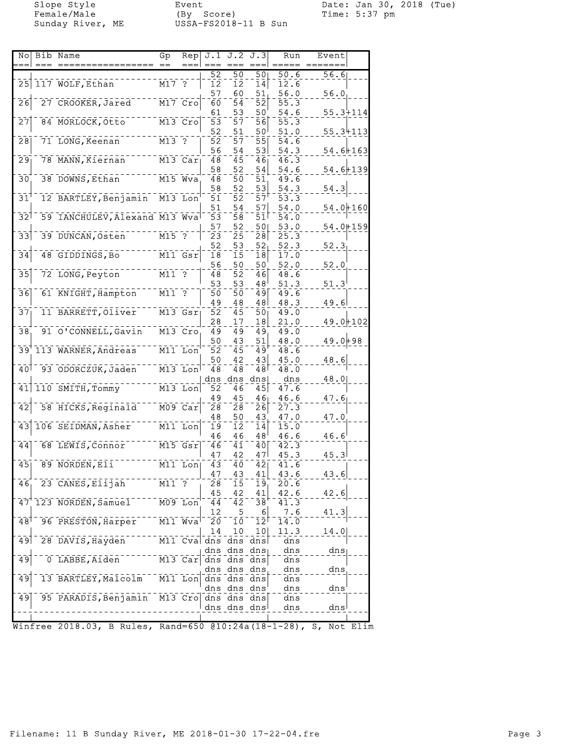Slope Style Female/Male Sunday River, ME

Event (By Score) USSA-FS2018-11 B Sun

Date: Jan 30, 2018 (Tue) Time: 5:37 pm

| No | Bib | Name | Gp | Rep | J.1 | J.2 | J.3 | Run | Event |
|---|---|---|---|---|---|---|---|---|---|
| | | | | | 52 | 50 | 50 | 50.6 | 56.6 |
| 25 | 117 | WOLF,Ethan | M17 | ? | 12 | 12 | 14 | 12.6 | |
| | | | | | 57 | 60 | 51 | 56.0 | 56.0 |
| 26 | 27 | CROOKER,Jared | M17 | Cro | 60 | 54 | 52 | 55.3 | |
| | | | | | 61 | 53 | 50 | 54.6 | 55.3+114 |
| 27 | 84 | MORLOCK,Otto | M13 | Cro | 53 | 57 | 56 | 55.3 | |
| | | | | | 52 | 51 | 50 | 51.0 | 55.3+113 |
| 28 | 71 | LONG,Keenan | M13 | ? | 52 | 57 | 55 | 54.6 | |
| | | | | | 56 | 54 | 53 | 54.3 | 54.6+163 |
| 29 | 78 | MANN,Kiernan | M13 | Car | 48 | 45 | 46 | 46.3 | |
| | | | | | 58 | 52 | 54 | 54.6 | 54.6+139 |
| 30 | 38 | DOWNS,Ethan | M15 | Wva | 48 | 50 | 51 | 49.6 | |
| | | | | | 58 | 52 | 53 | 54.3 | 54.3 |
| 31 | 12 | BARTLEY,Benjamin | M13 | Lon | 51 | 52 | 57 | 53.3 | |
| | | | | | 51 | 54 | 57 | 54.0 | 54.0+160 |
| 32 | 59 | IANCHULEV,Alexand | M13 | Wva | 53 | 58 | 51 | 54.0 | |
| | | | | | 57 | 52 | 50 | 53.0 | 54.0+159 |
| 33 | 39 | DUNCAN,Osten | M15 | ? | 23 | 25 | 28 | 25.3 | |
| | | | | | 52 | 53 | 52 | 52.3 | 52.3 |
| 34 | 48 | GIDDINGS,Bo | M11 | Gsr | 18 | 15 | 18 | 17.0 | |
| | | | | | 56 | 50 | 50 | 52.0 | 52.0 |
| 35 | 72 | LONG,Peyton | M11 | ? | 48 | 52 | 46 | 48.6 | |
| | | | | | 53 | 53 | 48 | 51.3 | 51.3 |
| 36 | 61 | KNIGHT,Hampton | M11 | ? | 50 | 50 | 49 | 49.6 | |
| | | | | | 49 | 48 | 48 | 48.3 | 49.6 |
| 37 | 11 | BARRETT,Oliver | M13 | Gsr | 52 | 45 | 50 | 49.0 | |
| | | | | | 28 | 17 | 18 | 21.0 | 49.0+102 |
| 38 | 91 | O'CONNELL,Gavin | M13 | Cro | 49 | 49 | 49 | 49.0 | |
| | | | | | 50 | 43 | 51 | 48.0 | 49.0+98 |
| 39 | 113 | WARNER,Andreas | M11 | Lon | 52 | 45 | 49 | 48.6 | |
| | | | | | 50 | 42 | 43 | 45.0 | 48.6 |
| 40 | 93 | ODORCZUK,Jaden | M13 | Lon | 48 | 48 | 48 | 48.0 | |
| | | | | | dns | dns | dns | dns | 48.0 |
| 41 | 110 | SMITH,Tommy | M13 | Lon | 52 | 46 | 45 | 47.6 | |
| | | | | | 49 | 45 | 46 | 46.6 | 47.6 |
| 42 | 58 | HICKS,Reginald | M09 | Car | 28 | 28 | 26 | 27.3 | |
| | | | | | 48 | 50 | 43 | 47.0 | 47.0 |
| 43 | 106 | SEIDMAN,Asher | M11 | Lon | 19 | 12 | 14 | 15.0 | |
| | | | | | 46 | 46 | 48 | 46.6 | 46.6 |
| 44 | 68 | LEWIS,Connor | M15 | Gsr | 46 | 41 | 40 | 42.3 | |
| | | | | | 47 | 42 | 47 | 45.3 | 45.3 |
| 45 | 89 | NORDEN,Eli | M11 | Lon | 43 | 40 | 42 | 41.6 | |
| | | | | | 47 | 43 | 41 | 43.6 | 43.6 |
| 46 | 23 | CANES,Elijah | M11 | ? | 28 | 15 | 19 | 20.6 | |
| | | | | | 45 | 42 | 41 | 42.6 | 42.6 |
| 47 | 123 | NORDEN,Samuel | M09 | Lon | 44 | 42 | 38 | 41.3 | |
| | | | | | 12 | 5 | 6 | 7.6 | 41.3 |
| 48 | 96 | PRESTON,Harper | M11 | Wva | 20 | 10 | 12 | 14.0 | |
| | | | | | 14 | 10 | 10 | 11.3 | 14.0 |
| 49 | 28 | DAVIS,Hayden | M11 | Cva | dns | dns | dns | dns | |
| | | | | | dns | dns | dns | dns | dns |
| 49 | 0 | LABBE,Aiden | M13 | Car | dns | dns | dns | dns | |
| | | | | | dns | dns | dns | dns | dns |
| 49 | 13 | BARTLEY,Malcolm | M11 | Lon | dns | dns | dns | dns | |
| | | | | | dns | dns | dns | dns | dns |
| 49 | 95 | PARADIS,Benjamin | M13 | Cro | dns | dns | dns | dns | |
| | | | | | dns | dns | dns | dns | dns |

Winfree 2018.03, B Rules, Rand=650 @10:24a(18-1-28), S, Not Elim